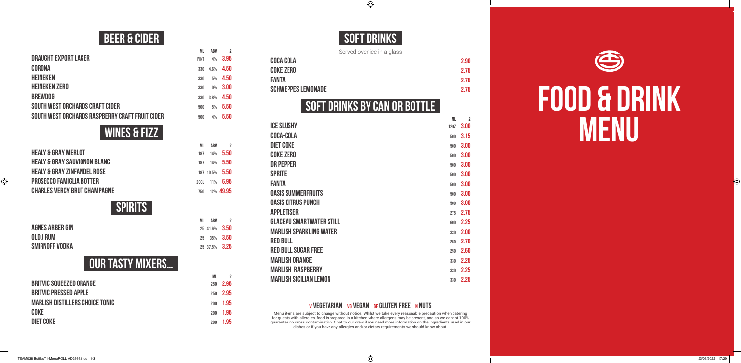# FOOD & DRINK MENU

## BEER & CIDER

| | ML | ABV | £ |
|---|---|---|---|
| DRAUGHT EXPORT LAGER | PINT | 4% | 3.95 |
| CORONA | 330 | 4.6% | 4.50 |
| HEINEKEN | 330 | 5% | 4.50 |
| HEINEKEN ZERO | 330 | 0% | 3.00 |
| BREWDOG | 330 | 3.8% | 4.50 |
| SOUTH WEST ORCHARDS CRAFT CIDER | 500 | 5% | 5.50 |
| SOUTH WEST ORCHARDS RASPBERRY CRAFT FRUIT CIDER | 500 | 4% | 5.50 |

## WINES & FIZZ

| | ML | ABV | £ |
|---|---|---|---|
| HEALY & GRAY MERLOT | 187 | 14% | 5.50 |
| HEALY & GRAY SAUVIGNON BLANC | 187 | 14% | 5.50 |
| HEALY & GRAY ZINFANDEL ROSE | 187 | 10.5% | 5.50 |
| PROSECCO FAMIGLIA BOTTER | 20CL | 11% | 6.95 |
| CHARLES VERCY BRUT CHAMPAGNE | 750 | 12% | 49.95 |

## SPIRITS

| | ML | ABV | £ |
|---|---|---|---|
| AGNES ARBER GIN | 25 | 41.6% | 3.50 |
| OLD J RUM | 25 | 35% | 3.50 |
| SMIRNOFF VODKA | 25 | 37.5% | 3.25 |

## OUR TASTY MIXERS...

| | ML | £ |
|---|---|---|
| BRITVIC SQUEEZED ORANGE | 250 | 2.95 |
| BRITVIC PRESSED APPLE | 250 | 2.95 |
| MARLISH DISTILLERS CHOICE TONIC | 200 | 1.95 |
| COKE | 200 | 1.95 |
| DIET COKE | 200 | 1.95 |

## SOFT DRINKS

Served over ice in a glass

| | £ |
|---|---|
| COCA COLA | 2.90 |
| COKE ZERO | 2.75 |
| FANTA | 2.75 |
| SCHWEPPES LEMONADE | 2.75 |

## SOFT DRINKS BY CAN OR BOTTLE

| | ML | £ |
|---|---|---|
| ICE SLUSHY | 12OZ | 3.00 |
| COCA-COLA | 500 | 3.15 |
| DIET COKE | 500 | 3.00 |
| COKE ZERO | 500 | 3.00 |
| DR PEPPER | 500 | 3.00 |
| SPRITE | 500 | 3.00 |
| FANTA | 500 | 3.00 |
| OASIS SUMMERFRUITS | 500 | 3.00 |
| OASIS CITRUS PUNCH | 500 | 3.00 |
| APPLETISER | 275 | 2.75 |
| GLACEAU SMARTWATER STILL | 600 | 2.25 |
| MARLISH SPARKLING WATER | 330 | 2.00 |
| RED BULL | 250 | 2.70 |
| RED BULL SUGAR FREE | 250 | 2.60 |
| MARLISH ORANGE | 330 | 2.25 |
| MARLISH RASPBERRY | 330 | 2.25 |
| MARLISH SICILIAN LEMON | 330 | 2.25 |

**V** VEGETARIAN **VG** VEGAN **GF** GLUTEN FREE **N** NUTS

Menu items are subject to change without notice. Whilst we take every reasonable precaution when catering for guests with allergies, food is prepared in a kitchen where allergens may be present, and so we cannot 100% guarantee no cross contamination. Chat to our crew if you need more information on the ingredients used in our dishes or if you have any allergies and/or dietary requirements we should know about.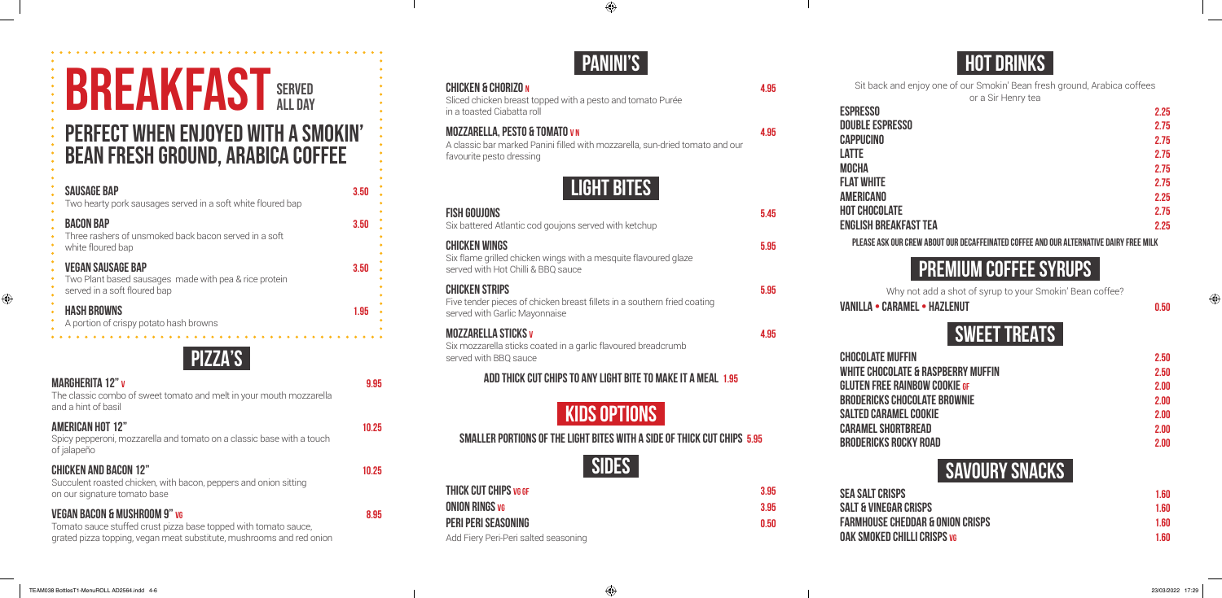# BREAKFAST SERVED ALL DAY

## PERFECT WHEN ENJOYED WITH A SMOKIN' BEAN FRESH GROUND, ARABICA COFFEE

**SAUSAGE BAP** 3.50
Two hearty pork sausages served in a soft white floured bap

**BACON BAP** 3.50
Three rashers of unsmoked back bacon served in a soft white floured bap

**VEGAN SAUSAGE BAP** 3.50
Two Plant based sausages made with pea & rice protein served in a soft floured bap

**HASH BROWNS** 1.95
A portion of crispy potato hash browns

## PIZZA'S

**MARGHERITA 12" V** 9.95
The classic combo of sweet tomato and melt in your mouth mozzarella and a hint of basil

**AMERICAN HOT 12"** 10.25
Spicy pepperoni, mozzarella and tomato on a classic base with a touch of jalapeño

**CHICKEN AND BACON 12"** 10.25
Succulent roasted chicken, with bacon, peppers and onion sitting on our signature tomato base

**VEGAN BACON & MUSHROOM 9" VG** 8.95
Tomato sauce stuffed crust pizza base topped with tomato sauce, grated pizza topping, vegan meat substitute, mushrooms and red onion

## PANINI'S

**CHICKEN & CHORIZO N** 4.95
Sliced chicken breast topped with a pesto and tomato Purée in a toasted Ciabatta roll

**MOZZARELLA, PESTO & TOMATO V N** 4.95
A classic bar marked Panini filled with mozzarella, sun-dried tomato and our favourite pesto dressing

## LIGHT BITES

**FISH GOUJONS** 5.45
Six battered Atlantic cod goujons served with ketchup

**CHICKEN WINGS** 5.95
Six flame grilled chicken wings with a mesquite flavoured glaze served with Hot Chilli & BBQ sauce

**CHICKEN STRIPS** 5.95
Five tender pieces of chicken breast fillets in a southern fried coating served with Garlic Mayonnaise

**MOZZARELLA STICKS V** 4.95
Six mozzarella sticks coated in a garlic flavoured breadcrumb served with BBQ sauce

**ADD THICK CUT CHIPS TO ANY LIGHT BITE TO MAKE IT A MEAL 1.95**

## KIDS OPTIONS

**SMALLER PORTIONS OF THE LIGHT BITES WITH A SIDE OF THICK CUT CHIPS 5.95**

## SIDES

**THICK CUT CHIPS VG GF** 3.95
**ONION RINGS VG** 3.95
**PERI PERI SEASONING** 0.50
Add Fiery Peri-Peri salted seasoning

## HOT DRINKS

Sit back and enjoy one of our Smokin' Bean fresh ground, Arabica coffees or a Sir Henry tea

| | |
|---|---|
| ESPRESSO | 2.25 |
| DOUBLE ESPRESSO | 2.75 |
| CAPPUCINO | 2.75 |
| LATTE | 2.75 |
| MOCHA | 2.75 |
| FLAT WHITE | 2.75 |
| AMERICANO | 2.25 |
| HOT CHOCOLATE | 2.75 |
| ENGLISH BREAKFAST TEA | 2.25 |

**PLEASE ASK OUR CREW ABOUT OUR DECAFFEINATED COFFEE AND OUR ALTERNATIVE DAIRY FREE MILK**

## PREMIUM COFFEE SYRUPS

Why not add a shot of syrup to your Smokin' Bean coffee?

**VANILLA • CARAMEL • HAZLENUT** 0.50

## SWEET TREATS

| | |
|---|---|
| CHOCOLATE MUFFIN | 2.50 |
| WHITE CHOCOLATE & RASPBERRY MUFFIN | 2.50 |
| GLUTEN FREE RAINBOW COOKIE GF | 2.00 |
| BRODERICKS CHOCOLATE BROWNIE | 2.00 |
| SALTED CARAMEL COOKIE | 2.00 |
| CARAMEL SHORTBREAD | 2.00 |
| BRODERICKS ROCKY ROAD | 2.00 |

## SAVOURY SNACKS

| | |
|---|---|
| SEA SALT CRISPS | 1.60 |
| SALT & VINEGAR CRISPS | 1.60 |
| FARMHOUSE CHEDDAR & ONION CRISPS | 1.60 |
| OAK SMOKED CHILLI CRISPS VG | 1.60 |